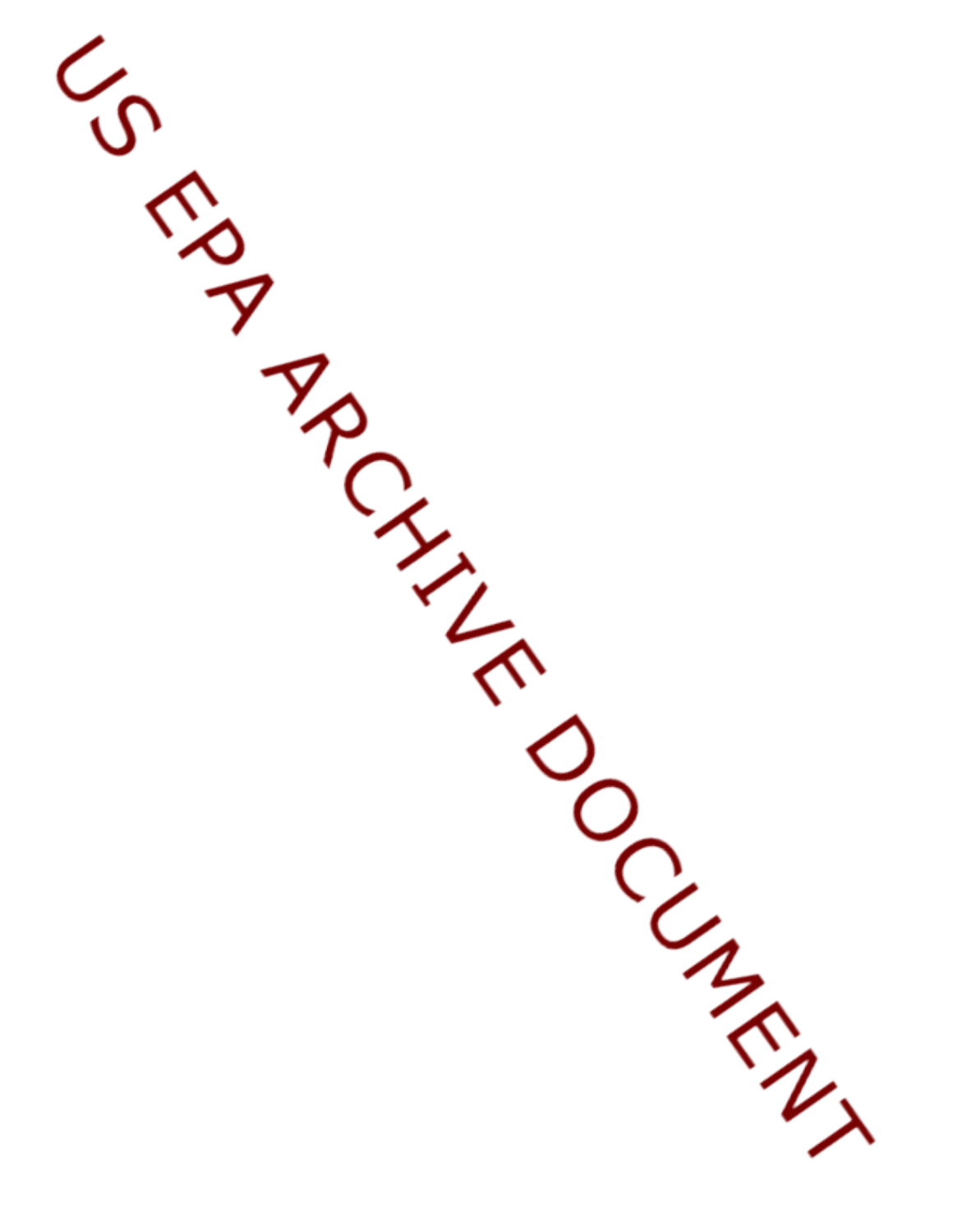US EPA ARCHIVE DOCUMENT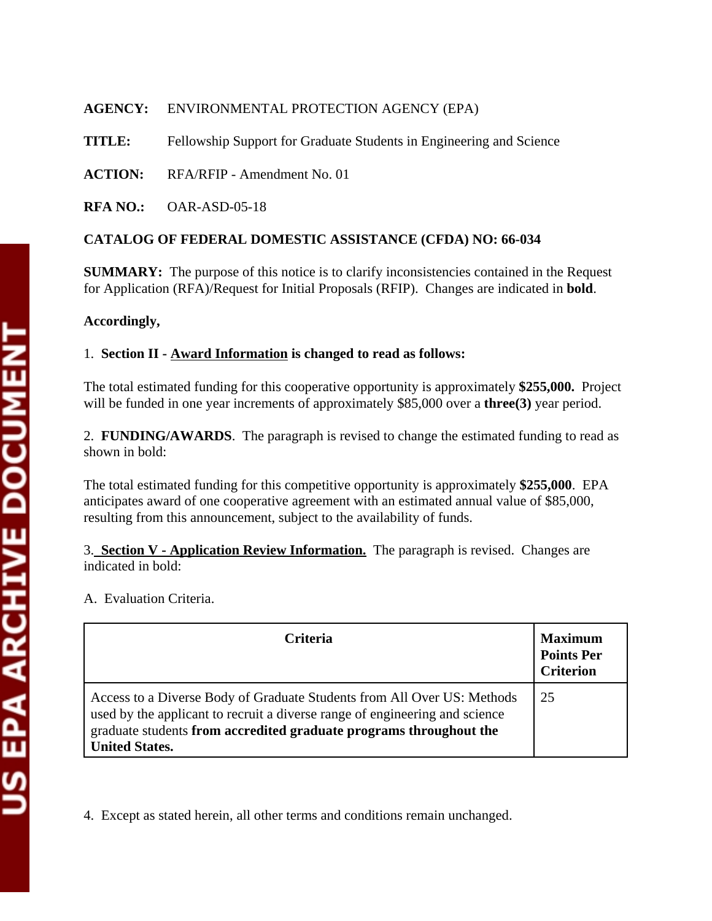**AGENCY:** ENVIRONMENTAL PROTECTION AGENCY (EPA)

**TITLE:** Fellowship Support for Graduate Students in Engineering and Science

**ACTION:** RFA/RFIP - Amendment No. 01

**RFA NO.:** OAR-ASD-05-18

**CATALOG OF FEDERAL DOMESTIC ASSISTANCE (CFDA) NO: 66-034**

**SUMMARY:** The purpose of this notice is to clarify inconsistencies contained in the Request for Application (RFA)/Request for Initial Proposals (RFIP). Changes are indicated in **bold**.

**Accordingly,**

1. **Section II - Award Information is changed to read as follows:**

The total estimated funding for this cooperative opportunity is approximately **$255,000.** Project will be funded in one year increments of approximately $85,000 over a **three(3)** year period.

2. **FUNDING/AWARDS**. The paragraph is revised to change the estimated funding to read as shown in bold:

The total estimated funding for this competitive opportunity is approximately **$255,000**. EPA anticipates award of one cooperative agreement with an estimated annual value of $85,000, resulting from this announcement, subject to the availability of funds.

3. **Section V - Application Review Information.** The paragraph is revised. Changes are indicated in bold:

A. Evaluation Criteria.

| **Criteria** | **Maximum Points Per Criterion** |
|---|---|
| Access to a Diverse Body of Graduate Students from All Over US: Methods used by the applicant to recruit a diverse range of engineering and science graduate students **from accredited graduate programs throughout the United States.** | 25 |

4. Except as stated herein, all other terms and conditions remain unchanged.